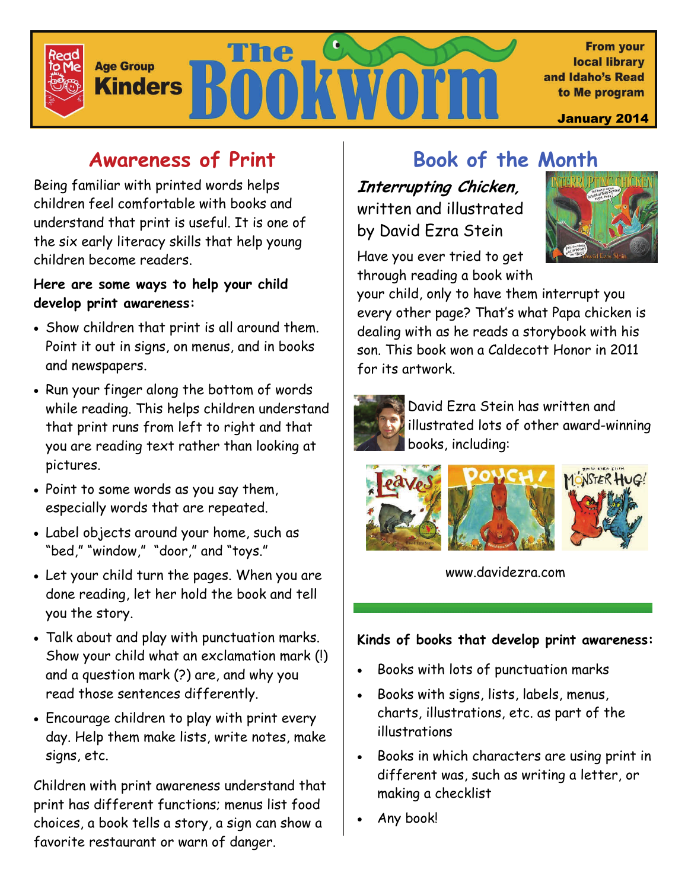# The Bookworm

Read to Me

Age Group **Kinders**

From your local library and Idaho's Read to Me program

January 2014

## Awareness of Print

Being familiar with printed words helps children feel comfortable with books and understand that print is useful. It is one of the six early literacy skills that help young children become readers.

**Here are some ways to help your child develop print awareness:**

- Show children that print is all around them. Point it out in signs, on menus, and in books and newspapers.
- Run your finger along the bottom of words while reading. This helps children understand that print runs from left to right and that you are reading text rather than looking at pictures.
- Point to some words as you say them, especially words that are repeated.
- Label objects around your home, such as "bed," "window," "door," and "toys."
- Let your child turn the pages. When you are done reading, let her hold the book and tell you the story.
- Talk about and play with punctuation marks. Show your child what an exclamation mark (!) and a question mark (?) are, and why you read those sentences differently.
- Encourage children to play with print every day. Help them make lists, write notes, make signs, etc.

Children with print awareness understand that print has different functions; menus list food choices, a book tells a story, a sign can show a favorite restaurant or warn of danger.

## Book of the Month

***Interrupting Chicken,*** written and illustrated by David Ezra Stein

Have you ever tried to get through reading a book with your child, only to have them interrupt you every other page? That's what Papa chicken is dealing with as he reads a storybook with his son. This book won a Caldecott Honor in 2011 for its artwork.

David Ezra Stein has written and illustrated lots of other award-winning books, including:

www.davidezra.com

**Kinds of books that develop print awareness:**

- Books with lots of punctuation marks
- Books with signs, lists, labels, menus, charts, illustrations, etc. as part of the illustrations
- Books in which characters are using print in different was, such as writing a letter, or making a checklist
- Any book!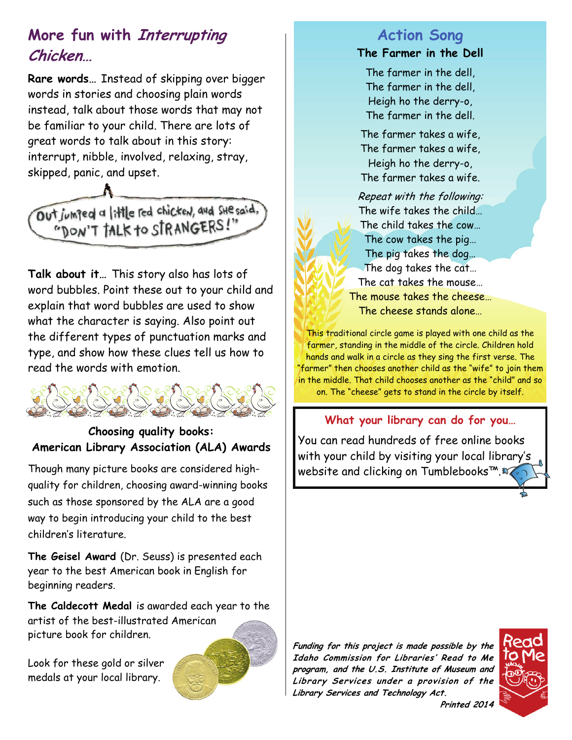## More fun with *Interrupting Chicken…*

**Rare words…** Instead of skipping over bigger words in stories and choosing plain words instead, talk about those words that may not be familiar to your child. There are lots of great words to talk about in this story: interrupt, nibble, involved, relaxing, stray, skipped, panic, and upset.

Out jumped a little red chicken, and she said, "DON'T TALK to STRANGERS!"

**Talk about it…** This story also has lots of word bubbles. Point these out to your child and explain that word bubbles are used to show what the character is saying. Also point out the different types of punctuation marks and type, and show how these clues tell us how to read the words with emotion.

### Choosing quality books: American Library Association (ALA) Awards

Though many picture books are considered high-quality for children, choosing award-winning books such as those sponsored by the ALA are a good way to begin introducing your child to the best children's literature.

**The Geisel Award** (Dr. Seuss) is presented each year to the best American book in English for beginning readers.

**The Caldecott Medal** is awarded each year to the artist of the best-illustrated American picture book for children.

Look for these gold or silver medals at your local library.

## Action Song

### The Farmer in the Dell

The farmer in the dell,
The farmer in the dell,
Heigh ho the derry-o,
The farmer in the dell.

The farmer takes a wife,
The farmer takes a wife,
Heigh ho the derry-o,
The farmer takes a wife.

*Repeat with the following:*
The wife takes the child…
The child takes the cow…
The cow takes the pig…
The pig takes the dog…
The dog takes the cat…
The cat takes the mouse…
The mouse takes the cheese…
The cheese stands alone…

This traditional circle game is played with one child as the farmer, standing in the middle of the circle. Children hold hands and walk in a circle as they sing the first verse. The "farmer" then chooses another child as the "wife" to join them in the middle. That child chooses another as the "child" and so on. The "cheese" gets to stand in the circle by itself.

### What your library can do for you…

You can read hundreds of free online books with your child by visiting your local library's website and clicking on Tumblebooks™.

*Funding for this project is made possible by the Idaho Commission for Libraries' Read to Me program, and the U.S. Institute of Museum and Library Services under a provision of the Library Services and Technology Act.*

*Printed 2014*